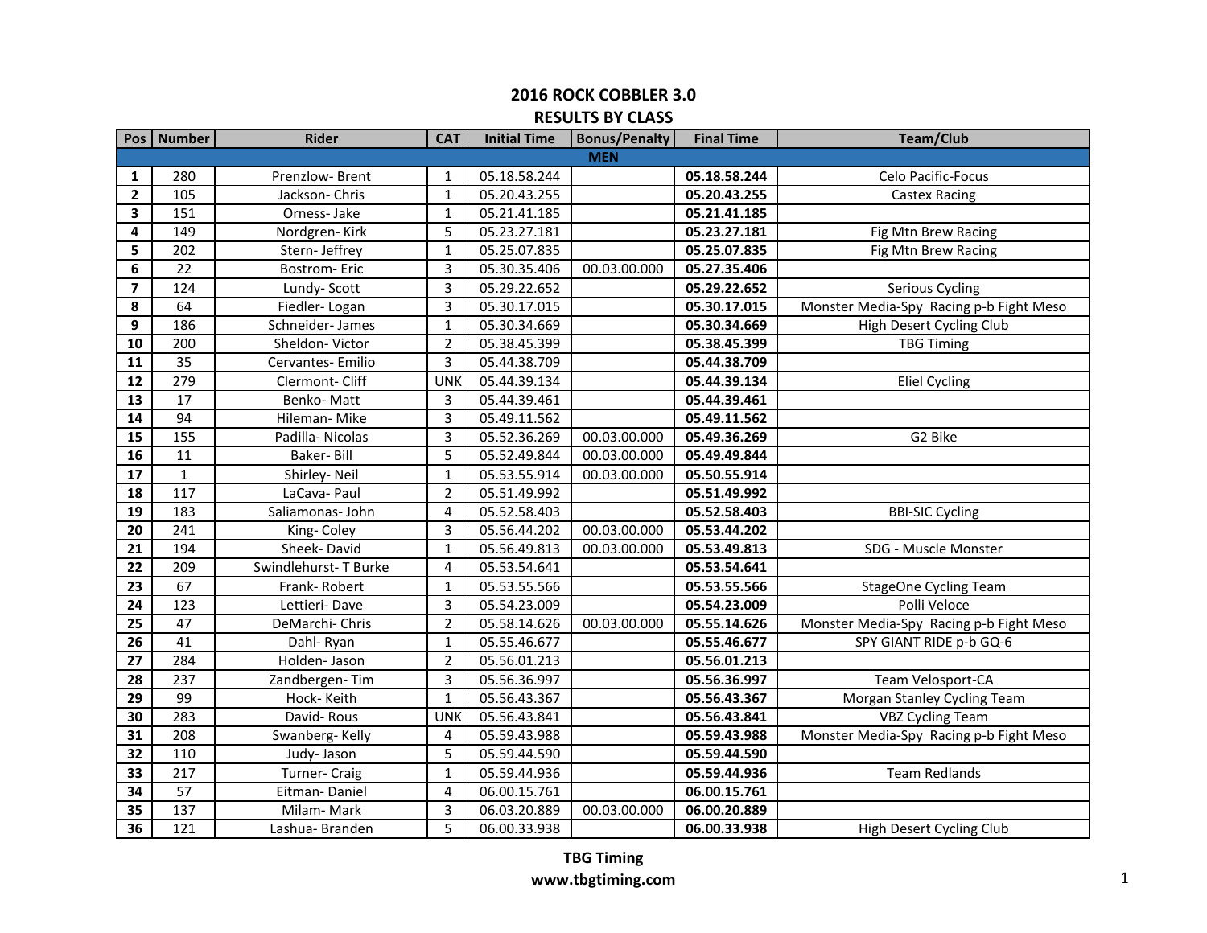# 2016 ROCK COBBLER 3.0

## RESULTS BY CLASS

| Pos | Number | Rider | CAT | Initial Time | Bonus/Penalty | Final Time | Team/Club |
|---|---|---|---|---|---|---|---|
| | | | | **MEN** | | | |
| **1** | 280 | Prenzlow- Brent | 1 | 05.18.58.244 | | **05.18.58.244** | Celo Pacific-Focus |
| **2** | 105 | Jackson- Chris | 1 | 05.20.43.255 | | **05.20.43.255** | Castex Racing |
| **3** | 151 | Orness- Jake | 1 | 05.21.41.185 | | **05.21.41.185** | |
| **4** | 149 | Nordgren- Kirk | 5 | 05.23.27.181 | | **05.23.27.181** | Fig Mtn Brew Racing |
| **5** | 202 | Stern- Jeffrey | 1 | 05.25.07.835 | | **05.25.07.835** | Fig Mtn Brew Racing |
| **6** | 22 | Bostrom- Eric | 3 | 05.30.35.406 | 00.03.00.000 | **05.27.35.406** | |
| **7** | 124 | Lundy- Scott | 3 | 05.29.22.652 | | **05.29.22.652** | Serious Cycling |
| **8** | 64 | Fiedler- Logan | 3 | 05.30.17.015 | | **05.30.17.015** | Monster Media-Spy Racing p-b Fight Meso |
| **9** | 186 | Schneider- James | 1 | 05.30.34.669 | | **05.30.34.669** | High Desert Cycling Club |
| **10** | 200 | Sheldon- Victor | 2 | 05.38.45.399 | | **05.38.45.399** | TBG Timing |
| **11** | 35 | Cervantes- Emilio | 3 | 05.44.38.709 | | **05.44.38.709** | |
| **12** | 279 | Clermont- Cliff | UNK | 05.44.39.134 | | **05.44.39.134** | Eliel Cycling |
| **13** | 17 | Benko- Matt | 3 | 05.44.39.461 | | **05.44.39.461** | |
| **14** | 94 | Hileman- Mike | 3 | 05.49.11.562 | | **05.49.11.562** | |
| **15** | 155 | Padilla- Nicolas | 3 | 05.52.36.269 | 00.03.00.000 | **05.49.36.269** | G2 Bike |
| **16** | 11 | Baker- Bill | 5 | 05.52.49.844 | 00.03.00.000 | **05.49.49.844** | |
| **17** | 1 | Shirley- Neil | 1 | 05.53.55.914 | 00.03.00.000 | **05.50.55.914** | |
| **18** | 117 | LaCava- Paul | 2 | 05.51.49.992 | | **05.51.49.992** | |
| **19** | 183 | Saliamonas- John | 4 | 05.52.58.403 | | **05.52.58.403** | BBI-SIC Cycling |
| **20** | 241 | King- Coley | 3 | 05.56.44.202 | 00.03.00.000 | **05.53.44.202** | |
| **21** | 194 | Sheek- David | 1 | 05.56.49.813 | 00.03.00.000 | **05.53.49.813** | SDG - Muscle Monster |
| **22** | 209 | Swindlehurst- T Burke | 4 | 05.53.54.641 | | **05.53.54.641** | |
| **23** | 67 | Frank- Robert | 1 | 05.53.55.566 | | **05.53.55.566** | StageOne Cycling Team |
| **24** | 123 | Lettieri- Dave | 3 | 05.54.23.009 | | **05.54.23.009** | Polli Veloce |
| **25** | 47 | DeMarchi- Chris | 2 | 05.58.14.626 | 00.03.00.000 | **05.55.14.626** | Monster Media-Spy Racing p-b Fight Meso |
| **26** | 41 | Dahl- Ryan | 1 | 05.55.46.677 | | **05.55.46.677** | SPY GIANT RIDE p-b GQ-6 |
| **27** | 284 | Holden- Jason | 2 | 05.56.01.213 | | **05.56.01.213** | |
| **28** | 237 | Zandbergen- Tim | 3 | 05.56.36.997 | | **05.56.36.997** | Team Velosport-CA |
| **29** | 99 | Hock- Keith | 1 | 05.56.43.367 | | **05.56.43.367** | Morgan Stanley Cycling Team |
| **30** | 283 | David- Rous | UNK | 05.56.43.841 | | **05.56.43.841** | VBZ Cycling Team |
| **31** | 208 | Swanberg- Kelly | 4 | 05.59.43.988 | | **05.59.43.988** | Monster Media-Spy Racing p-b Fight Meso |
| **32** | 110 | Judy- Jason | 5 | 05.59.44.590 | | **05.59.44.590** | |
| **33** | 217 | Turner- Craig | 1 | 05.59.44.936 | | **05.59.44.936** | Team Redlands |
| **34** | 57 | Eitman- Daniel | 4 | 06.00.15.761 | | **06.00.15.761** | |
| **35** | 137 | Milam- Mark | 3 | 06.03.20.889 | 00.03.00.000 | **06.00.20.889** | |
| **36** | 121 | Lashua- Branden | 5 | 06.00.33.938 | | **06.00.33.938** | High Desert Cycling Club |

**TBG Timing**
**www.tbgtiming.com**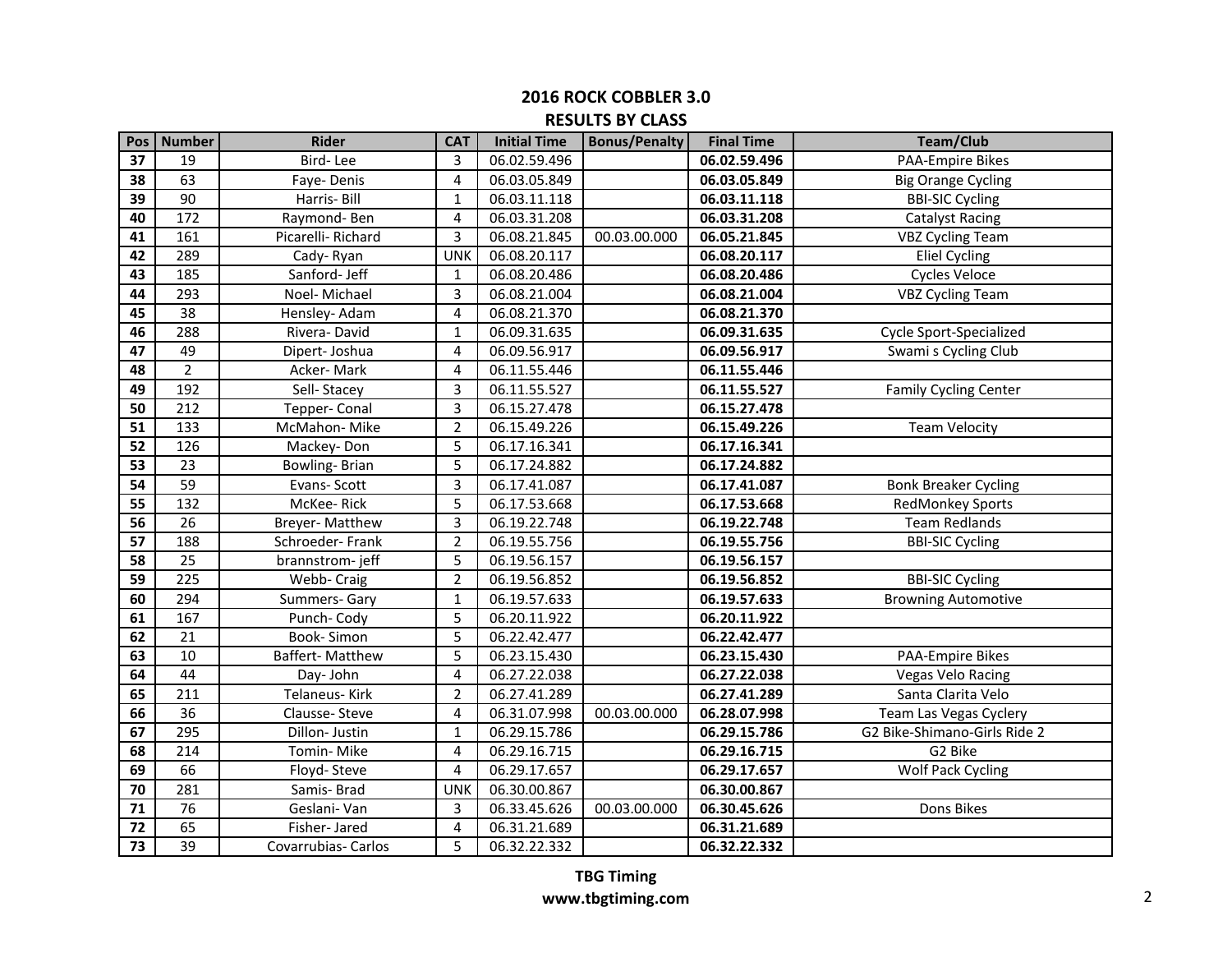## 2016 ROCK COBBLER 3.0

## RESULTS BY CLASS

| Pos | Number | Rider | CAT | Initial Time | Bonus/Penalty | Final Time | Team/Club |
|---|---|---|---|---|---|---|---|
| **37** | 19 | Bird- Lee | 3 | 06.02.59.496 | | **06.02.59.496** | PAA-Empire Bikes |
| **38** | 63 | Faye- Denis | 4 | 06.03.05.849 | | **06.03.05.849** | Big Orange Cycling |
| **39** | 90 | Harris- Bill | 1 | 06.03.11.118 | | **06.03.11.118** | BBI-SIC Cycling |
| **40** | 172 | Raymond- Ben | 4 | 06.03.31.208 | | **06.03.31.208** | Catalyst Racing |
| **41** | 161 | Picarelli- Richard | 3 | 06.08.21.845 | 00.03.00.000 | **06.05.21.845** | VBZ Cycling Team |
| **42** | 289 | Cady- Ryan | UNK | 06.08.20.117 | | **06.08.20.117** | Eliel Cycling |
| **43** | 185 | Sanford- Jeff | 1 | 06.08.20.486 | | **06.08.20.486** | Cycles Veloce |
| **44** | 293 | Noel- Michael | 3 | 06.08.21.004 | | **06.08.21.004** | VBZ Cycling Team |
| **45** | 38 | Hensley- Adam | 4 | 06.08.21.370 | | **06.08.21.370** | |
| **46** | 288 | Rivera- David | 1 | 06.09.31.635 | | **06.09.31.635** | Cycle Sport-Specialized |
| **47** | 49 | Dipert- Joshua | 4 | 06.09.56.917 | | **06.09.56.917** | Swami s Cycling Club |
| **48** | 2 | Acker- Mark | 4 | 06.11.55.446 | | **06.11.55.446** | |
| **49** | 192 | Sell- Stacey | 3 | 06.11.55.527 | | **06.11.55.527** | Family Cycling Center |
| **50** | 212 | Tepper- Conal | 3 | 06.15.27.478 | | **06.15.27.478** | |
| **51** | 133 | McMahon- Mike | 2 | 06.15.49.226 | | **06.15.49.226** | Team Velocity |
| **52** | 126 | Mackey- Don | 5 | 06.17.16.341 | | **06.17.16.341** | |
| **53** | 23 | Bowling- Brian | 5 | 06.17.24.882 | | **06.17.24.882** | |
| **54** | 59 | Evans- Scott | 3 | 06.17.41.087 | | **06.17.41.087** | Bonk Breaker Cycling |
| **55** | 132 | McKee- Rick | 5 | 06.17.53.668 | | **06.17.53.668** | RedMonkey Sports |
| **56** | 26 | Breyer- Matthew | 3 | 06.19.22.748 | | **06.19.22.748** | Team Redlands |
| **57** | 188 | Schroeder- Frank | 2 | 06.19.55.756 | | **06.19.55.756** | BBI-SIC Cycling |
| **58** | 25 | brannstrom- jeff | 5 | 06.19.56.157 | | **06.19.56.157** | |
| **59** | 225 | Webb- Craig | 2 | 06.19.56.852 | | **06.19.56.852** | BBI-SIC Cycling |
| **60** | 294 | Summers- Gary | 1 | 06.19.57.633 | | **06.19.57.633** | Browning Automotive |
| **61** | 167 | Punch- Cody | 5 | 06.20.11.922 | | **06.20.11.922** | |
| **62** | 21 | Book- Simon | 5 | 06.22.42.477 | | **06.22.42.477** | |
| **63** | 10 | Baffert- Matthew | 5 | 06.23.15.430 | | **06.23.15.430** | PAA-Empire Bikes |
| **64** | 44 | Day- John | 4 | 06.27.22.038 | | **06.27.22.038** | Vegas Velo Racing |
| **65** | 211 | Telaneus- Kirk | 2 | 06.27.41.289 | | **06.27.41.289** | Santa Clarita Velo |
| **66** | 36 | Clausse- Steve | 4 | 06.31.07.998 | 00.03.00.000 | **06.28.07.998** | Team Las Vegas Cyclery |
| **67** | 295 | Dillon- Justin | 1 | 06.29.15.786 | | **06.29.15.786** | G2 Bike-Shimano-Girls Ride 2 |
| **68** | 214 | Tomin- Mike | 4 | 06.29.16.715 | | **06.29.16.715** | G2 Bike |
| **69** | 66 | Floyd- Steve | 4 | 06.29.17.657 | | **06.29.17.657** | Wolf Pack Cycling |
| **70** | 281 | Samis- Brad | UNK | 06.30.00.867 | | **06.30.00.867** | |
| **71** | 76 | Geslani- Van | 3 | 06.33.45.626 | 00.03.00.000 | **06.30.45.626** | Dons Bikes |
| **72** | 65 | Fisher- Jared | 4 | 06.31.21.689 | | **06.31.21.689** | |
| **73** | 39 | Covarrubias- Carlos | 5 | 06.32.22.332 | | **06.32.22.332** | |

**TBG Timing**
**www.tbgtiming.com**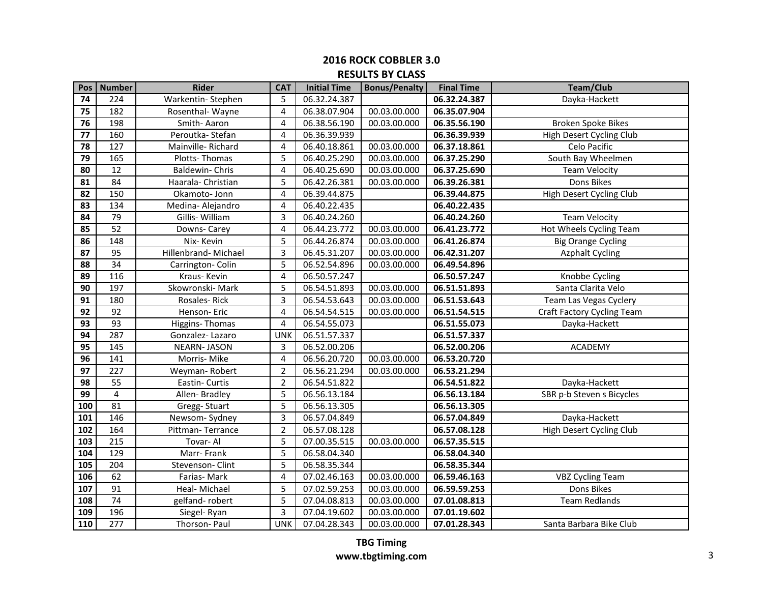## 2016 ROCK COBBLER 3.0
## RESULTS BY CLASS

| Pos | Number | Rider | CAT | Initial Time | Bonus/Penalty | Final Time | Team/Club |
|---|---|---|---|---|---|---|---|
| 74 | 224 | Warkentin- Stephen | 5 | 06.32.24.387 | | **06.32.24.387** | Dayka-Hackett |
| 75 | 182 | Rosenthal- Wayne | 4 | 06.38.07.904 | 00.03.00.000 | **06.35.07.904** | |
| 76 | 198 | Smith- Aaron | 4 | 06.38.56.190 | 00.03.00.000 | **06.35.56.190** | Broken Spoke Bikes |
| 77 | 160 | Peroutka- Stefan | 4 | 06.36.39.939 | | **06.36.39.939** | High Desert Cycling Club |
| 78 | 127 | Mainville- Richard | 4 | 06.40.18.861 | 00.03.00.000 | **06.37.18.861** | Celo Pacific |
| 79 | 165 | Plotts- Thomas | 5 | 06.40.25.290 | 00.03.00.000 | **06.37.25.290** | South Bay Wheelmen |
| 80 | 12 | Baldewin- Chris | 4 | 06.40.25.690 | 00.03.00.000 | **06.37.25.690** | Team Velocity |
| 81 | 84 | Haarala- Christian | 5 | 06.42.26.381 | 00.03.00.000 | **06.39.26.381** | Dons Bikes |
| 82 | 150 | Okamoto- Jonn | 4 | 06.39.44.875 | | **06.39.44.875** | High Desert Cycling Club |
| 83 | 134 | Medina- Alejandro | 4 | 06.40.22.435 | | **06.40.22.435** | |
| 84 | 79 | Gillis- William | 3 | 06.40.24.260 | | **06.40.24.260** | Team Velocity |
| 85 | 52 | Downs- Carey | 4 | 06.44.23.772 | 00.03.00.000 | **06.41.23.772** | Hot Wheels Cycling Team |
| 86 | 148 | Nix- Kevin | 5 | 06.44.26.874 | 00.03.00.000 | **06.41.26.874** | Big Orange Cycling |
| 87 | 95 | Hillenbrand- Michael | 3 | 06.45.31.207 | 00.03.00.000 | **06.42.31.207** | Azphalt Cycling |
| 88 | 34 | Carrington- Colin | 5 | 06.52.54.896 | 00.03.00.000 | **06.49.54.896** | |
| 89 | 116 | Kraus- Kevin | 4 | 06.50.57.247 | | **06.50.57.247** | Knobbe Cycling |
| 90 | 197 | Skowronski- Mark | 5 | 06.54.51.893 | 00.03.00.000 | **06.51.51.893** | Santa Clarita Velo |
| 91 | 180 | Rosales- Rick | 3 | 06.54.53.643 | 00.03.00.000 | **06.51.53.643** | Team Las Vegas Cyclery |
| 92 | 92 | Henson- Eric | 4 | 06.54.54.515 | 00.03.00.000 | **06.51.54.515** | Craft Factory Cycling Team |
| 93 | 93 | Higgins- Thomas | 4 | 06.54.55.073 | | **06.51.55.073** | Dayka-Hackett |
| 94 | 287 | Gonzalez- Lazaro | UNK | 06.51.57.337 | | **06.51.57.337** | |
| 95 | 145 | NEARN- JASON | 3 | 06.52.00.206 | | **06.52.00.206** | ACADEMY |
| 96 | 141 | Morris- Mike | 4 | 06.56.20.720 | 00.03.00.000 | **06.53.20.720** | |
| 97 | 227 | Weyman- Robert | 2 | 06.56.21.294 | 00.03.00.000 | **06.53.21.294** | |
| 98 | 55 | Eastin- Curtis | 2 | 06.54.51.822 | | **06.54.51.822** | Dayka-Hackett |
| 99 | 4 | Allen- Bradley | 5 | 06.56.13.184 | | **06.56.13.184** | SBR p-b Steven s Bicycles |
| 100 | 81 | Gregg- Stuart | 5 | 06.56.13.305 | | **06.56.13.305** | |
| 101 | 146 | Newsom- Sydney | 3 | 06.57.04.849 | | **06.57.04.849** | Dayka-Hackett |
| 102 | 164 | Pittman- Terrance | 2 | 06.57.08.128 | | **06.57.08.128** | High Desert Cycling Club |
| 103 | 215 | Tovar- Al | 5 | 07.00.35.515 | 00.03.00.000 | **06.57.35.515** | |
| 104 | 129 | Marr- Frank | 5 | 06.58.04.340 | | **06.58.04.340** | |
| 105 | 204 | Stevenson- Clint | 5 | 06.58.35.344 | | **06.58.35.344** | |
| 106 | 62 | Farias- Mark | 4 | 07.02.46.163 | 00.03.00.000 | **06.59.46.163** | VBZ Cycling Team |
| 107 | 91 | Heal- Michael | 5 | 07.02.59.253 | 00.03.00.000 | **06.59.59.253** | Dons Bikes |
| 108 | 74 | gelfand- robert | 5 | 07.04.08.813 | 00.03.00.000 | **07.01.08.813** | Team Redlands |
| 109 | 196 | Siegel- Ryan | 3 | 07.04.19.602 | 00.03.00.000 | **07.01.19.602** | |
| 110 | 277 | Thorson- Paul | UNK | 07.04.28.343 | 00.03.00.000 | **07.01.28.343** | Santa Barbara Bike Club |

**TBG Timing**
**www.tbgtiming.com**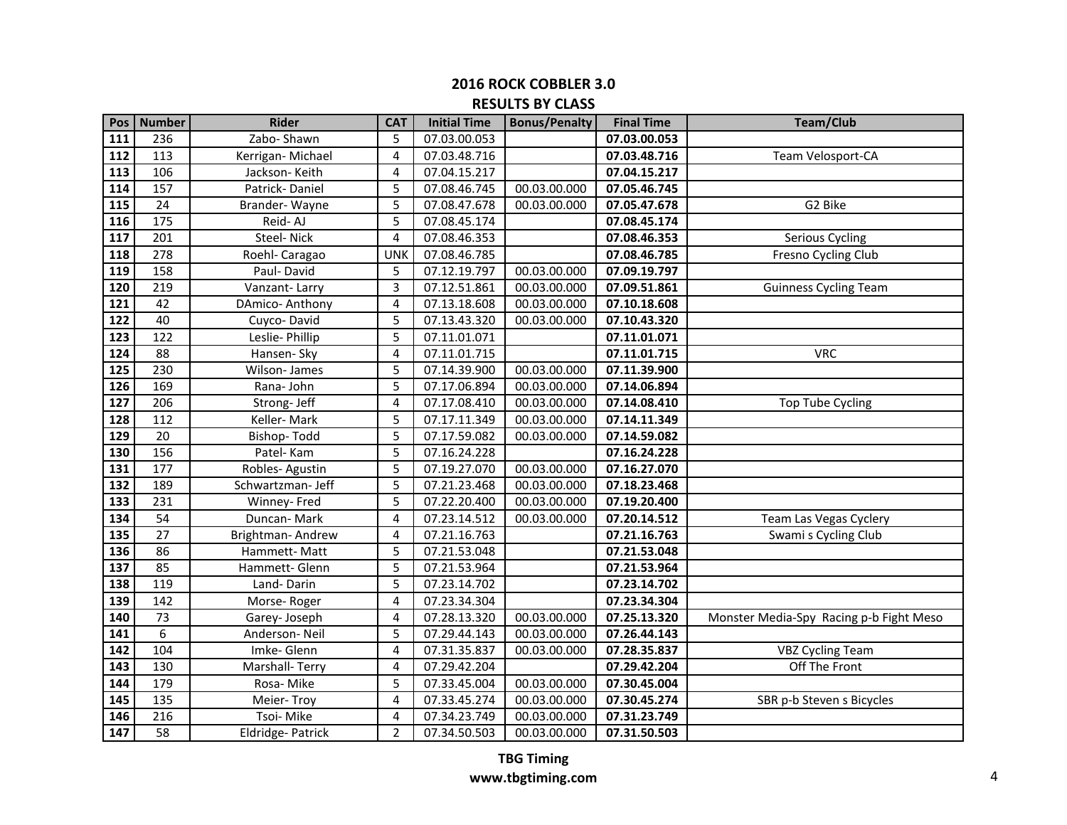## 2016 ROCK COBBLER 3.0

## RESULTS BY CLASS

| Pos | Number | Rider | CAT | Initial Time | Bonus/Penalty | Final Time | Team/Club |
|---|---|---|---|---|---|---|---|
| **111** | 236 | Zabo- Shawn | 5 | 07.03.00.053 | | **07.03.00.053** | |
| **112** | 113 | Kerrigan- Michael | 4 | 07.03.48.716 | | **07.03.48.716** | Team Velosport-CA |
| **113** | 106 | Jackson- Keith | 4 | 07.04.15.217 | | **07.04.15.217** | |
| **114** | 157 | Patrick- Daniel | 5 | 07.08.46.745 | 00.03.00.000 | **07.05.46.745** | |
| **115** | 24 | Brander- Wayne | 5 | 07.08.47.678 | 00.03.00.000 | **07.05.47.678** | G2 Bike |
| **116** | 175 | Reid- AJ | 5 | 07.08.45.174 | | **07.08.45.174** | |
| **117** | 201 | Steel- Nick | 4 | 07.08.46.353 | | **07.08.46.353** | Serious Cycling |
| **118** | 278 | Roehl- Caragao | UNK | 07.08.46.785 | | **07.08.46.785** | Fresno Cycling Club |
| **119** | 158 | Paul- David | 5 | 07.12.19.797 | 00.03.00.000 | **07.09.19.797** | |
| **120** | 219 | Vanzant- Larry | 3 | 07.12.51.861 | 00.03.00.000 | **07.09.51.861** | Guinness Cycling Team |
| **121** | 42 | DAmico- Anthony | 4 | 07.13.18.608 | 00.03.00.000 | **07.10.18.608** | |
| **122** | 40 | Cuyco- David | 5 | 07.13.43.320 | 00.03.00.000 | **07.10.43.320** | |
| **123** | 122 | Leslie- Phillip | 5 | 07.11.01.071 | | **07.11.01.071** | |
| **124** | 88 | Hansen- Sky | 4 | 07.11.01.715 | | **07.11.01.715** | VRC |
| **125** | 230 | Wilson- James | 5 | 07.14.39.900 | 00.03.00.000 | **07.11.39.900** | |
| **126** | 169 | Rana- John | 5 | 07.17.06.894 | 00.03.00.000 | **07.14.06.894** | |
| **127** | 206 | Strong- Jeff | 4 | 07.17.08.410 | 00.03.00.000 | **07.14.08.410** | Top Tube Cycling |
| **128** | 112 | Keller- Mark | 5 | 07.17.11.349 | 00.03.00.000 | **07.14.11.349** | |
| **129** | 20 | Bishop- Todd | 5 | 07.17.59.082 | 00.03.00.000 | **07.14.59.082** | |
| **130** | 156 | Patel- Kam | 5 | 07.16.24.228 | | **07.16.24.228** | |
| **131** | 177 | Robles- Agustin | 5 | 07.19.27.070 | 00.03.00.000 | **07.16.27.070** | |
| **132** | 189 | Schwartzman- Jeff | 5 | 07.21.23.468 | 00.03.00.000 | **07.18.23.468** | |
| **133** | 231 | Winney- Fred | 5 | 07.22.20.400 | 00.03.00.000 | **07.19.20.400** | |
| **134** | 54 | Duncan- Mark | 4 | 07.23.14.512 | 00.03.00.000 | **07.20.14.512** | Team Las Vegas Cyclery |
| **135** | 27 | Brightman- Andrew | 4 | 07.21.16.763 | | **07.21.16.763** | Swami s Cycling Club |
| **136** | 86 | Hammett- Matt | 5 | 07.21.53.048 | | **07.21.53.048** | |
| **137** | 85 | Hammett- Glenn | 5 | 07.21.53.964 | | **07.21.53.964** | |
| **138** | 119 | Land- Darin | 5 | 07.23.14.702 | | **07.23.14.702** | |
| **139** | 142 | Morse- Roger | 4 | 07.23.34.304 | | **07.23.34.304** | |
| **140** | 73 | Garey- Joseph | 4 | 07.28.13.320 | 00.03.00.000 | **07.25.13.320** | Monster Media-Spy Racing p-b Fight Meso |
| **141** | 6 | Anderson- Neil | 5 | 07.29.44.143 | 00.03.00.000 | **07.26.44.143** | |
| **142** | 104 | Imke- Glenn | 4 | 07.31.35.837 | 00.03.00.000 | **07.28.35.837** | VBZ Cycling Team |
| **143** | 130 | Marshall- Terry | 4 | 07.29.42.204 | | **07.29.42.204** | Off The Front |
| **144** | 179 | Rosa- Mike | 5 | 07.33.45.004 | 00.03.00.000 | **07.30.45.004** | |
| **145** | 135 | Meier- Troy | 4 | 07.33.45.274 | 00.03.00.000 | **07.30.45.274** | SBR p-b Steven s Bicycles |
| **146** | 216 | Tsoi- Mike | 4 | 07.34.23.749 | 00.03.00.000 | **07.31.23.749** | |
| **147** | 58 | Eldridge- Patrick | 2 | 07.34.50.503 | 00.03.00.000 | **07.31.50.503** | |

**TBG Timing**
**www.tbgtiming.com**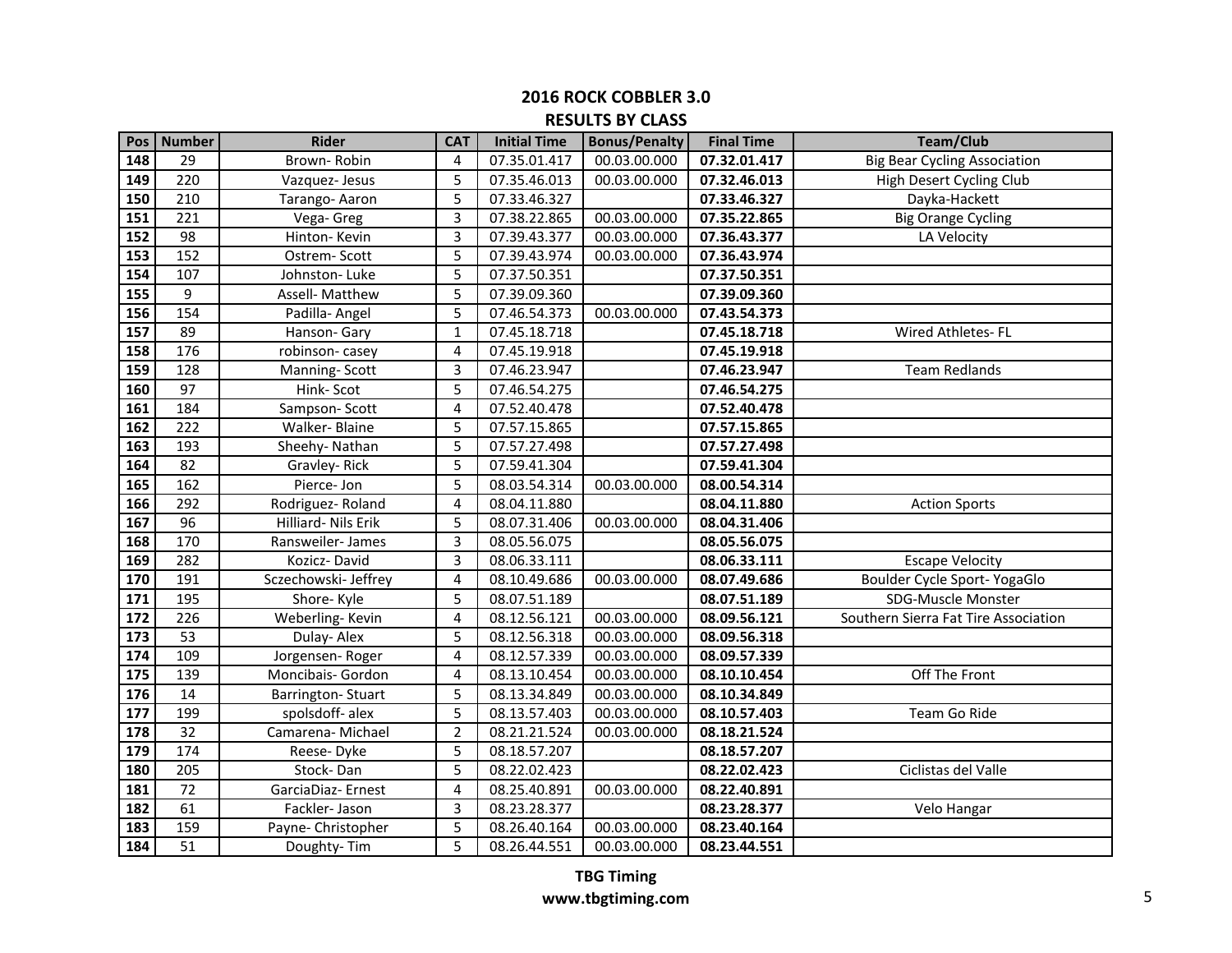## 2016 ROCK COBBLER 3.0

### RESULTS BY CLASS

| Pos | Number | Rider | CAT | Initial Time | Bonus/Penalty | Final Time | Team/Club |
|---|---|---|---|---|---|---|---|
| 148 | 29 | Brown- Robin | 4 | 07.35.01.417 | 00.03.00.000 | **07.32.01.417** | Big Bear Cycling Association |
| 149 | 220 | Vazquez- Jesus | 5 | 07.35.46.013 | 00.03.00.000 | **07.32.46.013** | High Desert Cycling Club |
| 150 | 210 | Tarango- Aaron | 5 | 07.33.46.327 | | **07.33.46.327** | Dayka-Hackett |
| 151 | 221 | Vega- Greg | 3 | 07.38.22.865 | 00.03.00.000 | **07.35.22.865** | Big Orange Cycling |
| 152 | 98 | Hinton- Kevin | 3 | 07.39.43.377 | 00.03.00.000 | **07.36.43.377** | LA Velocity |
| 153 | 152 | Ostrem- Scott | 5 | 07.39.43.974 | 00.03.00.000 | **07.36.43.974** | |
| 154 | 107 | Johnston- Luke | 5 | 07.37.50.351 | | **07.37.50.351** | |
| 155 | 9 | Assell- Matthew | 5 | 07.39.09.360 | | **07.39.09.360** | |
| 156 | 154 | Padilla- Angel | 5 | 07.46.54.373 | 00.03.00.000 | **07.43.54.373** | |
| 157 | 89 | Hanson- Gary | 1 | 07.45.18.718 | | **07.45.18.718** | Wired Athletes- FL |
| 158 | 176 | robinson- casey | 4 | 07.45.19.918 | | **07.45.19.918** | |
| 159 | 128 | Manning- Scott | 3 | 07.46.23.947 | | **07.46.23.947** | Team Redlands |
| 160 | 97 | Hink- Scot | 5 | 07.46.54.275 | | **07.46.54.275** | |
| 161 | 184 | Sampson- Scott | 4 | 07.52.40.478 | | **07.52.40.478** | |
| 162 | 222 | Walker- Blaine | 5 | 07.57.15.865 | | **07.57.15.865** | |
| 163 | 193 | Sheehy- Nathan | 5 | 07.57.27.498 | | **07.57.27.498** | |
| 164 | 82 | Gravley- Rick | 5 | 07.59.41.304 | | **07.59.41.304** | |
| 165 | 162 | Pierce- Jon | 5 | 08.03.54.314 | 00.03.00.000 | **08.00.54.314** | |
| 166 | 292 | Rodriguez- Roland | 4 | 08.04.11.880 | | **08.04.11.880** | Action Sports |
| 167 | 96 | Hilliard- Nils Erik | 5 | 08.07.31.406 | 00.03.00.000 | **08.04.31.406** | |
| 168 | 170 | Ransweiler- James | 3 | 08.05.56.075 | | **08.05.56.075** | |
| 169 | 282 | Kozicz- David | 3 | 08.06.33.111 | | **08.06.33.111** | Escape Velocity |
| 170 | 191 | Sczechowski- Jeffrey | 4 | 08.10.49.686 | 00.03.00.000 | **08.07.49.686** | Boulder Cycle Sport- YogaGlo |
| 171 | 195 | Shore- Kyle | 5 | 08.07.51.189 | | **08.07.51.189** | SDG-Muscle Monster |
| 172 | 226 | Weberling- Kevin | 4 | 08.12.56.121 | 00.03.00.000 | **08.09.56.121** | Southern Sierra Fat Tire Association |
| 173 | 53 | Dulay- Alex | 5 | 08.12.56.318 | 00.03.00.000 | **08.09.56.318** | |
| 174 | 109 | Jorgensen- Roger | 4 | 08.12.57.339 | 00.03.00.000 | **08.09.57.339** | |
| 175 | 139 | Moncibais- Gordon | 4 | 08.13.10.454 | 00.03.00.000 | **08.10.10.454** | Off The Front |
| 176 | 14 | Barrington- Stuart | 5 | 08.13.34.849 | 00.03.00.000 | **08.10.34.849** | |
| 177 | 199 | spolsdoff- alex | 5 | 08.13.57.403 | 00.03.00.000 | **08.10.57.403** | Team Go Ride |
| 178 | 32 | Camarena- Michael | 2 | 08.21.21.524 | 00.03.00.000 | **08.18.21.524** | |
| 179 | 174 | Reese- Dyke | 5 | 08.18.57.207 | | **08.18.57.207** | |
| 180 | 205 | Stock- Dan | 5 | 08.22.02.423 | | **08.22.02.423** | Ciclistas del Valle |
| 181 | 72 | GarciaDiaz- Ernest | 4 | 08.25.40.891 | 00.03.00.000 | **08.22.40.891** | |
| 182 | 61 | Fackler- Jason | 3 | 08.23.28.377 | | **08.23.28.377** | Velo Hangar |
| 183 | 159 | Payne- Christopher | 5 | 08.26.40.164 | 00.03.00.000 | **08.23.40.164** | |
| 184 | 51 | Doughty- Tim | 5 | 08.26.44.551 | 00.03.00.000 | **08.23.44.551** | |

**TBG Timing**
**www.tbgtiming.com**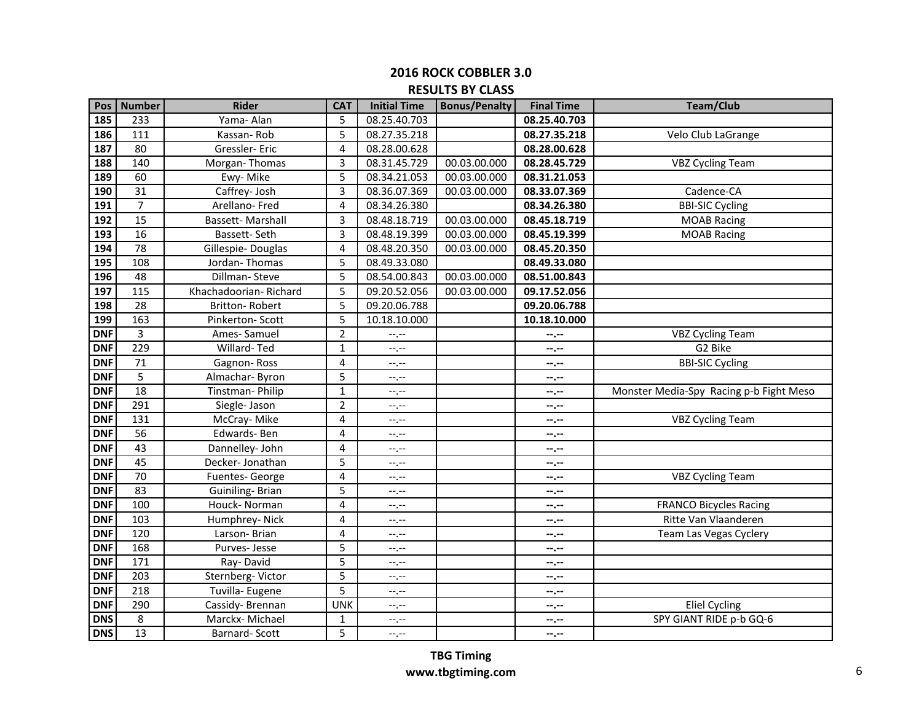## 2016 ROCK COBBLER 3.0

## RESULTS BY CLASS

| Pos | Number | Rider | CAT | Initial Time | Bonus/Penalty | Final Time | Team/Club |
|---|---|---|---|---|---|---|---|
| **185** | 233 | Yama- Alan | 5 | 08.25.40.703 | | **08.25.40.703** | |
| **186** | 111 | Kassan- Rob | 5 | 08.27.35.218 | | **08.27.35.218** | Velo Club LaGrange |
| **187** | 80 | Gressler- Eric | 4 | 08.28.00.628 | | **08.28.00.628** | |
| **188** | 140 | Morgan- Thomas | 3 | 08.31.45.729 | 00.03.00.000 | **08.28.45.729** | VBZ Cycling Team |
| **189** | 60 | Ewy- Mike | 5 | 08.34.21.053 | 00.03.00.000 | **08.31.21.053** | |
| **190** | 31 | Caffrey- Josh | 3 | 08.36.07.369 | 00.03.00.000 | **08.33.07.369** | Cadence-CA |
| **191** | 7 | Arellano- Fred | 4 | 08.34.26.380 | | **08.34.26.380** | BBI-SIC Cycling |
| **192** | 15 | Bassett- Marshall | 3 | 08.48.18.719 | 00.03.00.000 | **08.45.18.719** | MOAB Racing |
| **193** | 16 | Bassett- Seth | 3 | 08.48.19.399 | 00.03.00.000 | **08.45.19.399** | MOAB Racing |
| **194** | 78 | Gillespie- Douglas | 4 | 08.48.20.350 | 00.03.00.000 | **08.45.20.350** | |
| **195** | 108 | Jordan- Thomas | 5 | 08.49.33.080 | | **08.49.33.080** | |
| **196** | 48 | Dillman- Steve | 5 | 08.54.00.843 | 00.03.00.000 | **08.51.00.843** | |
| **197** | 115 | Khachadoorian- Richard | 5 | 09.20.52.056 | 00.03.00.000 | **09.17.52.056** | |
| **198** | 28 | Britton- Robert | 5 | 09.20.06.788 | | **09.20.06.788** | |
| **199** | 163 | Pinkerton- Scott | 5 | 10.18.10.000 | | **10.18.10.000** | |
| **DNF** | 3 | Ames- Samuel | 2 | --.-- | | **--.--** | VBZ Cycling Team |
| **DNF** | 229 | Willard- Ted | 1 | --.-- | | **--.--** | G2 Bike |
| **DNF** | 71 | Gagnon- Ross | 4 | --.-- | | **--.--** | BBI-SIC Cycling |
| **DNF** | 5 | Almachar- Byron | 5 | --.-- | | **--.--** | |
| **DNF** | 18 | Tinstman- Philip | 1 | --.-- | | **--.--** | Monster Media-Spy Racing p-b Fight Meso |
| **DNF** | 291 | Siegle- Jason | 2 | --.-- | | **--.--** | |
| **DNF** | 131 | McCray- Mike | 4 | --.-- | | **--.--** | VBZ Cycling Team |
| **DNF** | 56 | Edwards- Ben | 4 | --.-- | | **--.--** | |
| **DNF** | 43 | Dannelley- John | 4 | --.-- | | **--.--** | |
| **DNF** | 45 | Decker- Jonathan | 5 | --.-- | | **--.--** | |
| **DNF** | 70 | Fuentes- George | 4 | --.-- | | **--.--** | VBZ Cycling Team |
| **DNF** | 83 | Guiniling- Brian | 5 | --.-- | | **--.--** | |
| **DNF** | 100 | Houck- Norman | 4 | --.-- | | **--.--** | FRANCO Bicycles Racing |
| **DNF** | 103 | Humphrey- Nick | 4 | --.-- | | **--.--** | Ritte Van Vlaanderen |
| **DNF** | 120 | Larson- Brian | 4 | --.-- | | **--.--** | Team Las Vegas Cyclery |
| **DNF** | 168 | Purves- Jesse | 5 | --.-- | | **--.--** | |
| **DNF** | 171 | Ray- David | 5 | --.-- | | **--.--** | |
| **DNF** | 203 | Sternberg- Victor | 5 | --.-- | | **--.--** | |
| **DNF** | 218 | Tuvilla- Eugene | 5 | --.-- | | **--.--** | |
| **DNF** | 290 | Cassidy- Brennan | UNK | --.-- | | **--.--** | Eliel Cycling |
| **DNS** | 8 | Marckx- Michael | 1 | --.-- | | **--.--** | SPY GIANT RIDE p-b GQ-6 |
| **DNS** | 13 | Barnard- Scott | 5 | --.-- | | **--.--** | |

**TBG Timing**
**www.tbgtiming.com**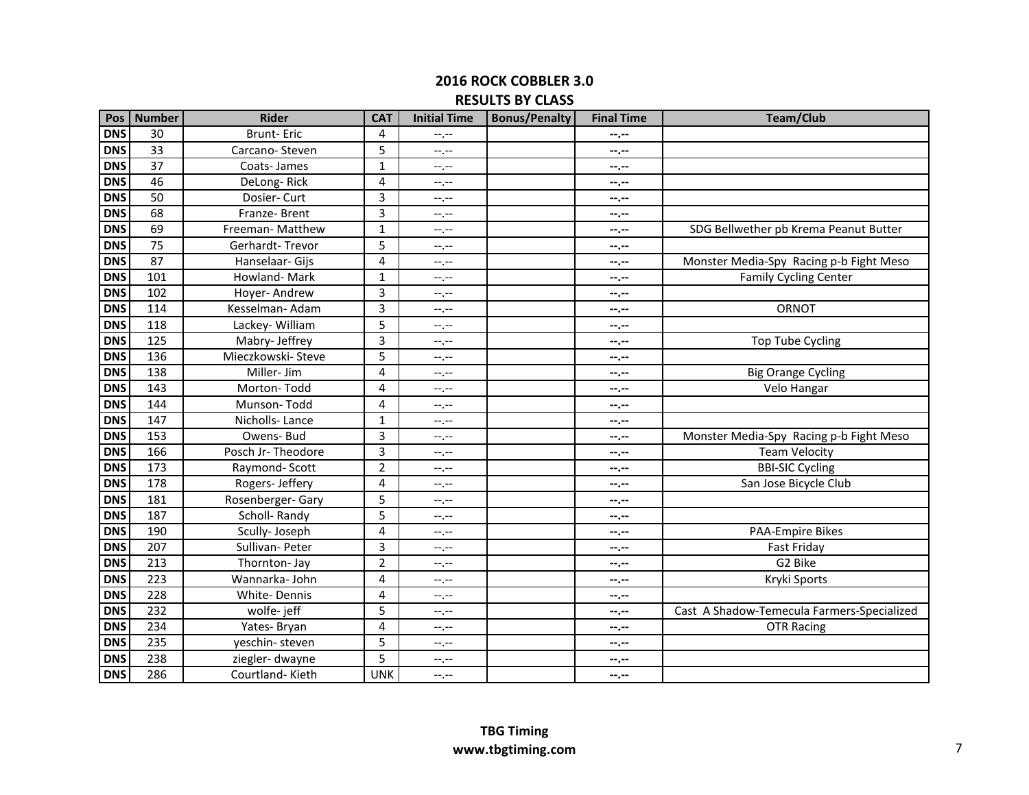## 2016 ROCK COBBLER 3.0
## RESULTS BY CLASS

| Pos | Number | Rider | CAT | Initial Time | Bonus/Penalty | Final Time | Team/Club |
|---|---|---|---|---|---|---|---|
| DNS | 30 | Brunt- Eric | 4 | --.-- | | --.-- | |
| DNS | 33 | Carcano- Steven | 5 | --.-- | | --.-- | |
| DNS | 37 | Coats- James | 1 | --.-- | | --.-- | |
| DNS | 46 | DeLong- Rick | 4 | --.-- | | --.-- | |
| DNS | 50 | Dosier- Curt | 3 | --.-- | | --.-- | |
| DNS | 68 | Franze- Brent | 3 | --.-- | | --.-- | |
| DNS | 69 | Freeman- Matthew | 1 | --.-- | | --.-- | SDG Bellwether pb Krema Peanut Butter |
| DNS | 75 | Gerhardt- Trevor | 5 | --.-- | | --.-- | |
| DNS | 87 | Hanselaar- Gijs | 4 | --.-- | | --.-- | Monster Media-Spy Racing p-b Fight Meso |
| DNS | 101 | Howland- Mark | 1 | --.-- | | --.-- | Family Cycling Center |
| DNS | 102 | Hoyer- Andrew | 3 | --.-- | | --.-- | |
| DNS | 114 | Kesselman- Adam | 3 | --.-- | | --.-- | ORNOT |
| DNS | 118 | Lackey- William | 5 | --.-- | | --.-- | |
| DNS | 125 | Mabry- Jeffrey | 3 | --.-- | | --.-- | Top Tube Cycling |
| DNS | 136 | Mieczkowski- Steve | 5 | --.-- | | --.-- | |
| DNS | 138 | Miller- Jim | 4 | --.-- | | --.-- | Big Orange Cycling |
| DNS | 143 | Morton- Todd | 4 | --.-- | | --.-- | Velo Hangar |
| DNS | 144 | Munson- Todd | 4 | --.-- | | --.-- | |
| DNS | 147 | Nicholls- Lance | 1 | --.-- | | --.-- | |
| DNS | 153 | Owens- Bud | 3 | --.-- | | --.-- | Monster Media-Spy Racing p-b Fight Meso |
| DNS | 166 | Posch Jr- Theodore | 3 | --.-- | | --.-- | Team Velocity |
| DNS | 173 | Raymond- Scott | 2 | --.-- | | --.-- | BBI-SIC Cycling |
| DNS | 178 | Rogers- Jeffery | 4 | --.-- | | --.-- | San Jose Bicycle Club |
| DNS | 181 | Rosenberger- Gary | 5 | --.-- | | --.-- | |
| DNS | 187 | Scholl- Randy | 5 | --.-- | | --.-- | |
| DNS | 190 | Scully- Joseph | 4 | --.-- | | --.-- | PAA-Empire Bikes |
| DNS | 207 | Sullivan- Peter | 3 | --.-- | | --.-- | Fast Friday |
| DNS | 213 | Thornton- Jay | 2 | --.-- | | --.-- | G2 Bike |
| DNS | 223 | Wannarka- John | 4 | --.-- | | --.-- | Kryki Sports |
| DNS | 228 | White- Dennis | 4 | --.-- | | --.-- | |
| DNS | 232 | wolfe- jeff | 5 | --.-- | | --.-- | Cast A Shadow-Temecula Farmers-Specialized |
| DNS | 234 | Yates- Bryan | 4 | --.-- | | --.-- | OTR Racing |
| DNS | 235 | yeschin- steven | 5 | --.-- | | --.-- | |
| DNS | 238 | ziegler- dwayne | 5 | --.-- | | --.-- | |
| DNS | 286 | Courtland- Kieth | UNK | --.-- | | --.-- | |

**TBG Timing**
**www.tbgtiming.com**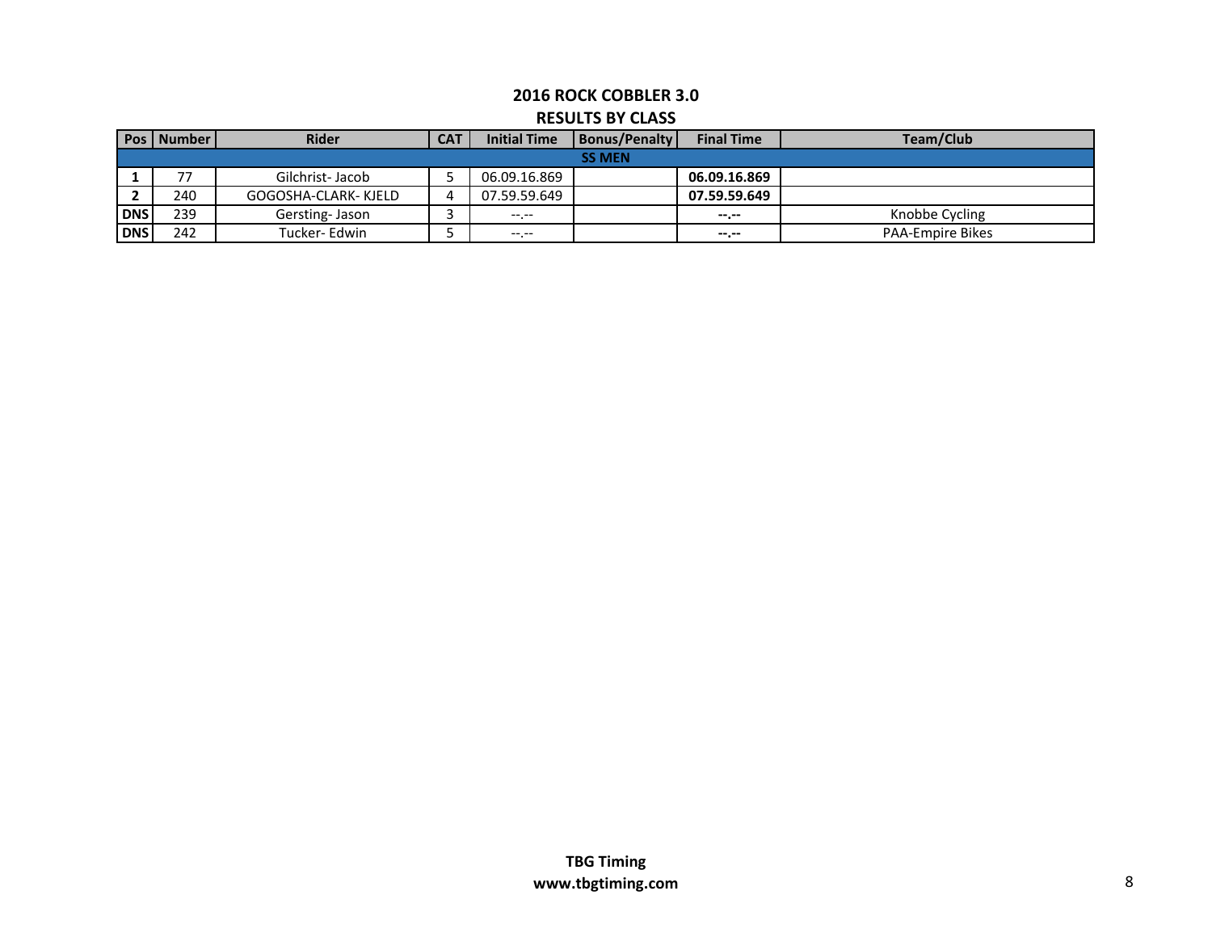# 2016 ROCK COBBLER 3.0

## RESULTS BY CLASS

| Pos | Number | Rider | CAT | Initial Time | Bonus/Penalty | Final Time | Team/Club |
|---|---|---|---|---|---|---|---|
| **SS MEN** | | | | | | | |
| **1** | 77 | Gilchrist- Jacob | 5 | 06.09.16.869 | | **06.09.16.869** | |
| **2** | 240 | GOGOSHA-CLARK- KJELD | 4 | 07.59.59.649 | | **07.59.59.649** | |
| **DNS** | 239 | Gersting- Jason | 3 | --.-- | | **--.--** | Knobbe Cycling |
| **DNS** | 242 | Tucker- Edwin | 5 | --.-- | | **--.--** | PAA-Empire Bikes |

**TBG Timing**
**www.tbgtiming.com**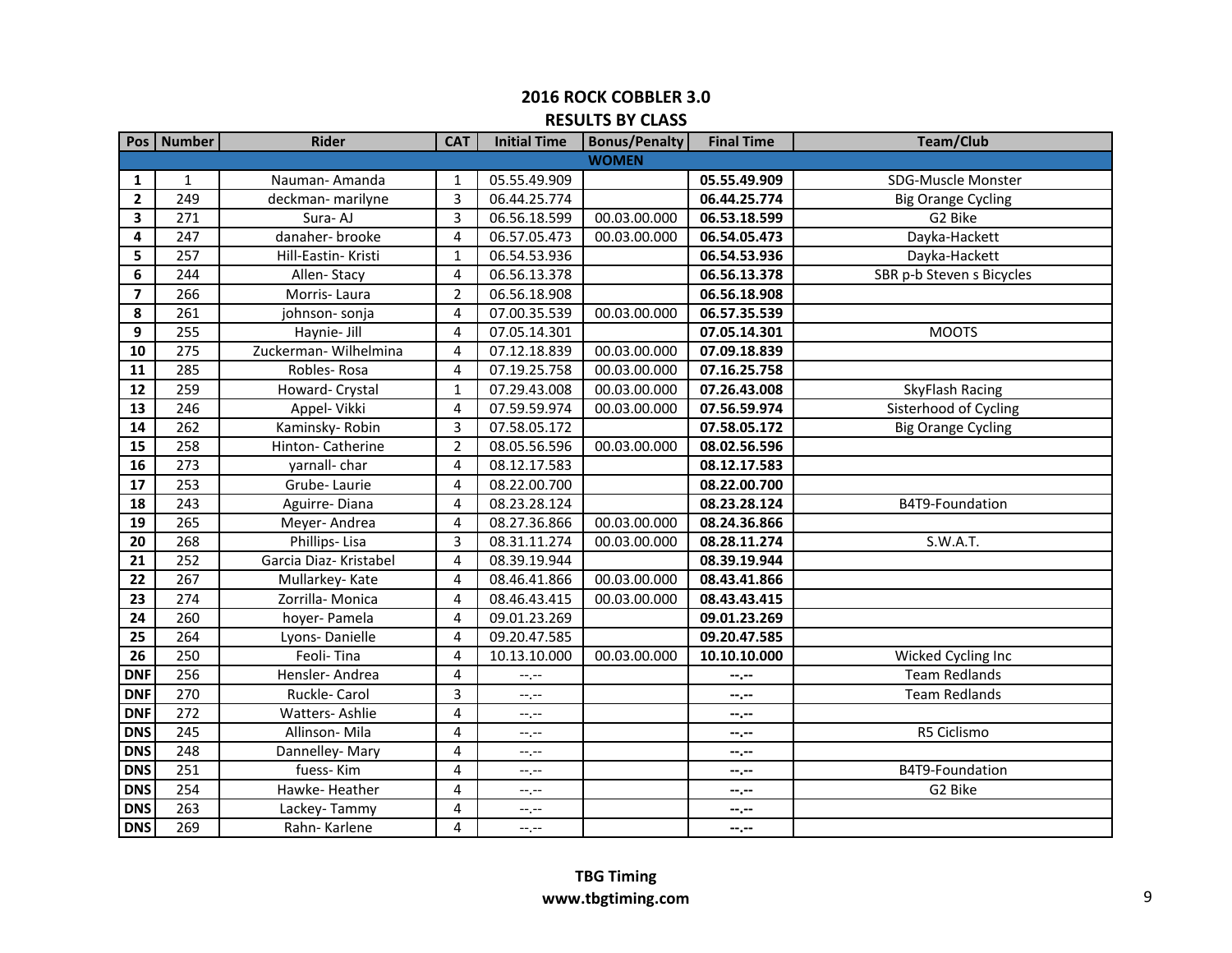# 2016 ROCK COBBLER 3.0

## RESULTS BY CLASS

| Pos | Number | Rider | CAT | Initial Time | Bonus/Penalty | Final Time | Team/Club |
|---|---|---|---|---|---|---|---|
| | | | | **WOMEN** | | | |
| **1** | 1 | Nauman- Amanda | 1 | 05.55.49.909 | | **05.55.49.909** | SDG-Muscle Monster |
| **2** | 249 | deckman- marilyne | 3 | 06.44.25.774 | | **06.44.25.774** | Big Orange Cycling |
| **3** | 271 | Sura- AJ | 3 | 06.56.18.599 | 00.03.00.000 | **06.53.18.599** | G2 Bike |
| **4** | 247 | danaher- brooke | 4 | 06.57.05.473 | 00.03.00.000 | **06.54.05.473** | Dayka-Hackett |
| **5** | 257 | Hill-Eastin- Kristi | 1 | 06.54.53.936 | | **06.54.53.936** | Dayka-Hackett |
| **6** | 244 | Allen- Stacy | 4 | 06.56.13.378 | | **06.56.13.378** | SBR p-b Steven s Bicycles |
| **7** | 266 | Morris- Laura | 2 | 06.56.18.908 | | **06.56.18.908** | |
| **8** | 261 | johnson- sonja | 4 | 07.00.35.539 | 00.03.00.000 | **06.57.35.539** | |
| **9** | 255 | Haynie- Jill | 4 | 07.05.14.301 | | **07.05.14.301** | MOOTS |
| **10** | 275 | Zuckerman- Wilhelmina | 4 | 07.12.18.839 | 00.03.00.000 | **07.09.18.839** | |
| **11** | 285 | Robles- Rosa | 4 | 07.19.25.758 | 00.03.00.000 | **07.16.25.758** | |
| **12** | 259 | Howard- Crystal | 1 | 07.29.43.008 | 00.03.00.000 | **07.26.43.008** | SkyFlash Racing |
| **13** | 246 | Appel- Vikki | 4 | 07.59.59.974 | 00.03.00.000 | **07.56.59.974** | Sisterhood of Cycling |
| **14** | 262 | Kaminsky- Robin | 3 | 07.58.05.172 | | **07.58.05.172** | Big Orange Cycling |
| **15** | 258 | Hinton- Catherine | 2 | 08.05.56.596 | 00.03.00.000 | **08.02.56.596** | |
| **16** | 273 | yarnall- char | 4 | 08.12.17.583 | | **08.12.17.583** | |
| **17** | 253 | Grube- Laurie | 4 | 08.22.00.700 | | **08.22.00.700** | |
| **18** | 243 | Aguirre- Diana | 4 | 08.23.28.124 | | **08.23.28.124** | B4T9-Foundation |
| **19** | 265 | Meyer- Andrea | 4 | 08.27.36.866 | 00.03.00.000 | **08.24.36.866** | |
| **20** | 268 | Phillips- Lisa | 3 | 08.31.11.274 | 00.03.00.000 | **08.28.11.274** | S.W.A.T. |
| **21** | 252 | Garcia Diaz- Kristabel | 4 | 08.39.19.944 | | **08.39.19.944** | |
| **22** | 267 | Mullarkey- Kate | 4 | 08.46.41.866 | 00.03.00.000 | **08.43.41.866** | |
| **23** | 274 | Zorrilla- Monica | 4 | 08.46.43.415 | 00.03.00.000 | **08.43.43.415** | |
| **24** | 260 | hoyer- Pamela | 4 | 09.01.23.269 | | **09.01.23.269** | |
| **25** | 264 | Lyons- Danielle | 4 | 09.20.47.585 | | **09.20.47.585** | |
| **26** | 250 | Feoli- Tina | 4 | 10.13.10.000 | 00.03.00.000 | **10.10.10.000** | Wicked Cycling Inc |
| **DNF** | 256 | Hensler- Andrea | 4 | --.-- | | **--.--** | Team Redlands |
| **DNF** | 270 | Ruckle- Carol | 3 | --.-- | | **--.--** | Team Redlands |
| **DNF** | 272 | Watters- Ashlie | 4 | --.-- | | **--.--** | |
| **DNS** | 245 | Allinson- Mila | 4 | --.-- | | **--.--** | R5 Ciclismo |
| **DNS** | 248 | Dannelley- Mary | 4 | --.-- | | **--.--** | |
| **DNS** | 251 | fuess- Kim | 4 | --.-- | | **--.--** | B4T9-Foundation |
| **DNS** | 254 | Hawke- Heather | 4 | --.-- | | **--.--** | G2 Bike |
| **DNS** | 263 | Lackey- Tammy | 4 | --.-- | | **--.--** | |
| **DNS** | 269 | Rahn- Karlene | 4 | --.-- | | **--.--** | |

**TBG Timing**
**www.tbgtiming.com**